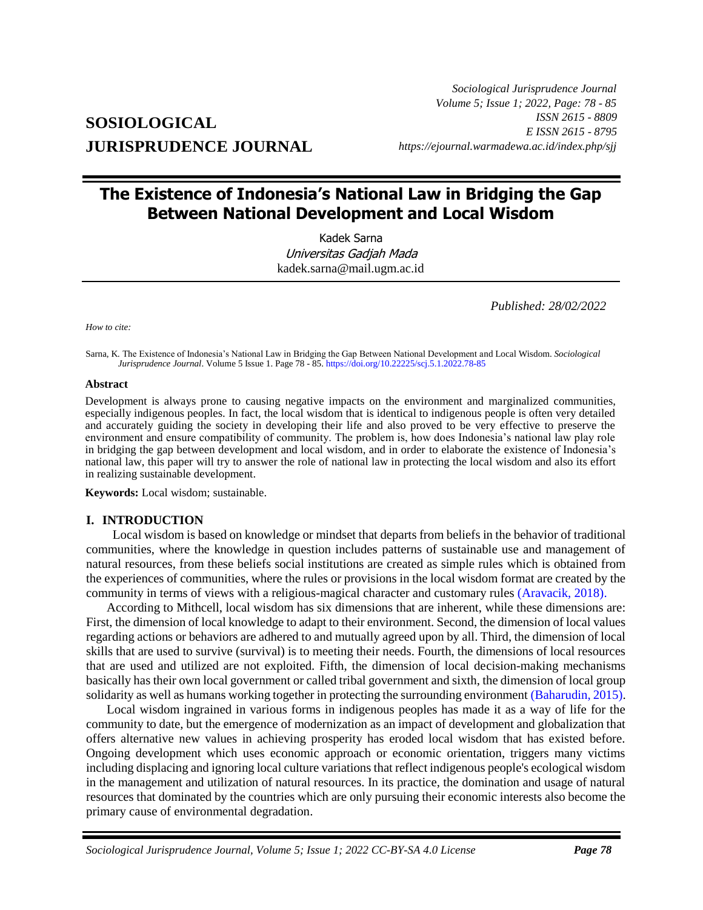# The Existence of Indonesia's National Law in Bridging the Gap Between National Development and Local Wisdom

Kadek Sarna
*Universitas Gadjah Mada*
kadek.sarna@mail.ugm.ac.id

*Published: 28/02/2022*

*How to cite:*

Sarna, K. The Existence of Indonesia's National Law in Bridging the Gap Between National Development and Local Wisdom. *Sociological Jurisprudence Journal*. Volume 5 Issue 1. Page 78 - 85. https://doi.org/10.22225/scj.5.1.2022.78-85

**Abstract**

Development is always prone to causing negative impacts on the environment and marginalized communities, especially indigenous peoples. In fact, the local wisdom that is identical to indigenous people is often very detailed and accurately guiding the society in developing their life and also proved to be very effective to preserve the environment and ensure compatibility of community. The problem is, how does Indonesia's national law play role in bridging the gap between development and local wisdom, and in order to elaborate the existence of Indonesia's national law, this paper will try to answer the role of national law in protecting the local wisdom and also its effort in realizing sustainable development.

**Keywords:** Local wisdom; sustainable.

## I. INTRODUCTION

Local wisdom is based on knowledge or mindset that departs from beliefs in the behavior of traditional communities, where the knowledge in question includes patterns of sustainable use and management of natural resources, from these beliefs social institutions are created as simple rules which is obtained from the experiences of communities, where the rules or provisions in the local wisdom format are created by the community in terms of views with a religious-magical character and customary rules (Aravacik, 2018).

According to Mithcell, local wisdom has six dimensions that are inherent, while these dimensions are: First, the dimension of local knowledge to adapt to their environment. Second, the dimension of local values regarding actions or behaviors are adhered to and mutually agreed upon by all. Third, the dimension of local skills that are used to survive (survival) is to meeting their needs. Fourth, the dimensions of local resources that are used and utilized are not exploited. Fifth, the dimension of local decision-making mechanisms basically has their own local government or called tribal government and sixth, the dimension of local group solidarity as well as humans working together in protecting the surrounding environment (Baharudin, 2015).

Local wisdom ingrained in various forms in indigenous peoples has made it as a way of life for the community to date, but the emergence of modernization as an impact of development and globalization that offers alternative new values in achieving prosperity has eroded local wisdom that has existed before. Ongoing development which uses economic approach or economic orientation, triggers many victims including displacing and ignoring local culture variations that reflect indigenous people's ecological wisdom in the management and utilization of natural resources. In its practice, the domination and usage of natural resources that dominated by the countries which are only pursuing their economic interests also become the primary cause of environmental degradation.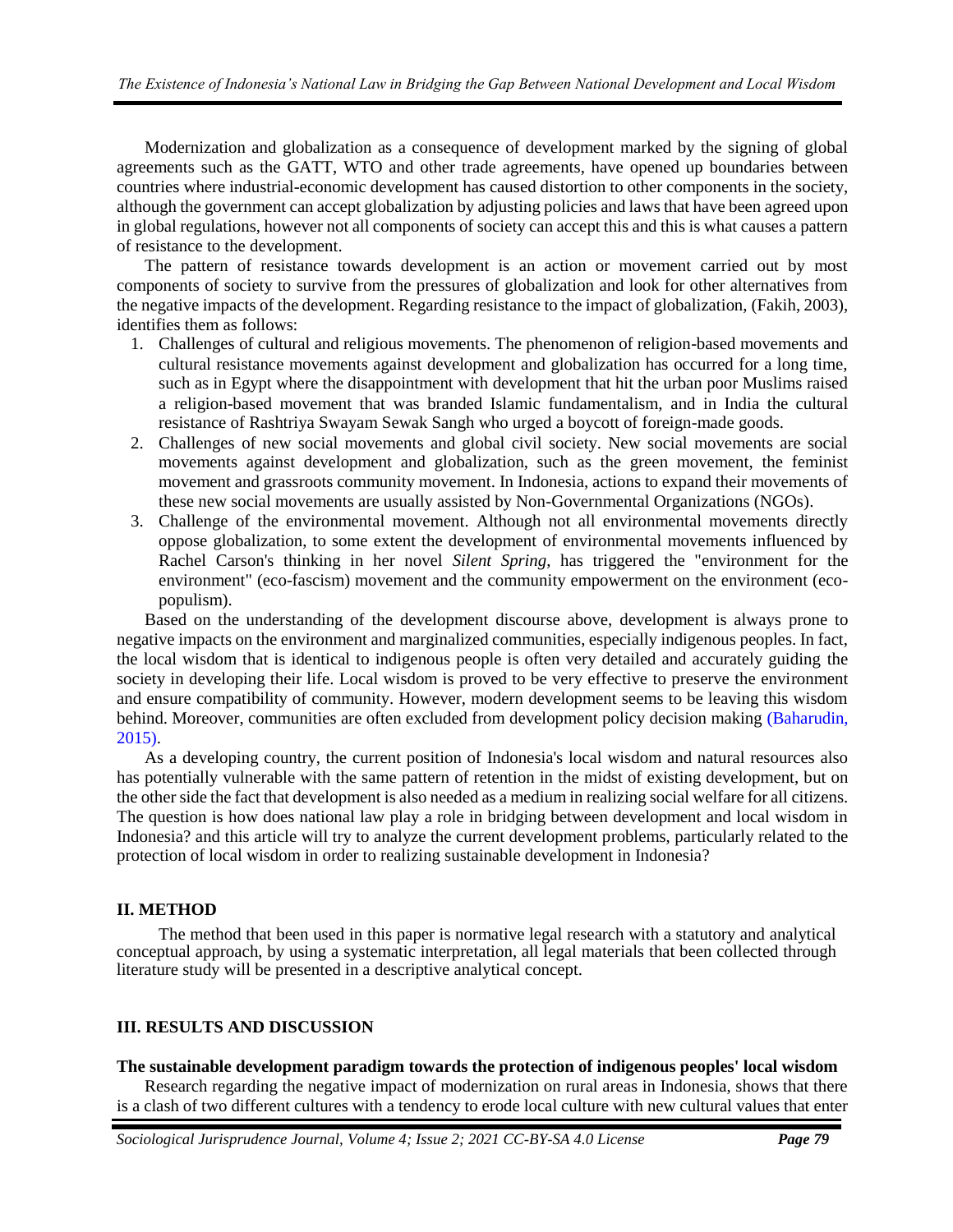Modernization and globalization as a consequence of development marked by the signing of global agreements such as the GATT, WTO and other trade agreements, have opened up boundaries between countries where industrial-economic development has caused distortion to other components in the society, although the government can accept globalization by adjusting policies and laws that have been agreed upon in global regulations, however not all components of society can accept this and this is what causes a pattern of resistance to the development.

The pattern of resistance towards development is an action or movement carried out by most components of society to survive from the pressures of globalization and look for other alternatives from the negative impacts of the development. Regarding resistance to the impact of globalization, (Fakih, 2003), identifies them as follows:

1. Challenges of cultural and religious movements. The phenomenon of religion-based movements and cultural resistance movements against development and globalization has occurred for a long time, such as in Egypt where the disappointment with development that hit the urban poor Muslims raised a religion-based movement that was branded Islamic fundamentalism, and in India the cultural resistance of Rashtriya Swayam Sewak Sangh who urged a boycott of foreign-made goods.
2. Challenges of new social movements and global civil society. New social movements are social movements against development and globalization, such as the green movement, the feminist movement and grassroots community movement. In Indonesia, actions to expand their movements of these new social movements are usually assisted by Non-Governmental Organizations (NGOs).
3. Challenge of the environmental movement. Although not all environmental movements directly oppose globalization, to some extent the development of environmental movements influenced by Rachel Carson's thinking in her novel *Silent Spring*, has triggered the "environment for the environment" (eco-fascism) movement and the community empowerment on the environment (eco-populism).

Based on the understanding of the development discourse above, development is always prone to negative impacts on the environment and marginalized communities, especially indigenous peoples. In fact, the local wisdom that is identical to indigenous people is often very detailed and accurately guiding the society in developing their life. Local wisdom is proved to be very effective to preserve the environment and ensure compatibility of community. However, modern development seems to be leaving this wisdom behind. Moreover, communities are often excluded from development policy decision making (Baharudin, 2015).

As a developing country, the current position of Indonesia's local wisdom and natural resources also has potentially vulnerable with the same pattern of retention in the midst of existing development, but on the other side the fact that development is also needed as a medium in realizing social welfare for all citizens. The question is how does national law play a role in bridging between development and local wisdom in Indonesia? and this article will try to analyze the current development problems, particularly related to the protection of local wisdom in order to realizing sustainable development in Indonesia?

## II. METHOD

The method that been used in this paper is normative legal research with a statutory and analytical conceptual approach, by using a systematic interpretation, all legal materials that been collected through literature study will be presented in a descriptive analytical concept.

## III. RESULTS AND DISCUSSION

### The sustainable development paradigm towards the protection of indigenous peoples' local wisdom

Research regarding the negative impact of modernization on rural areas in Indonesia, shows that there is a clash of two different cultures with a tendency to erode local culture with new cultural values that enter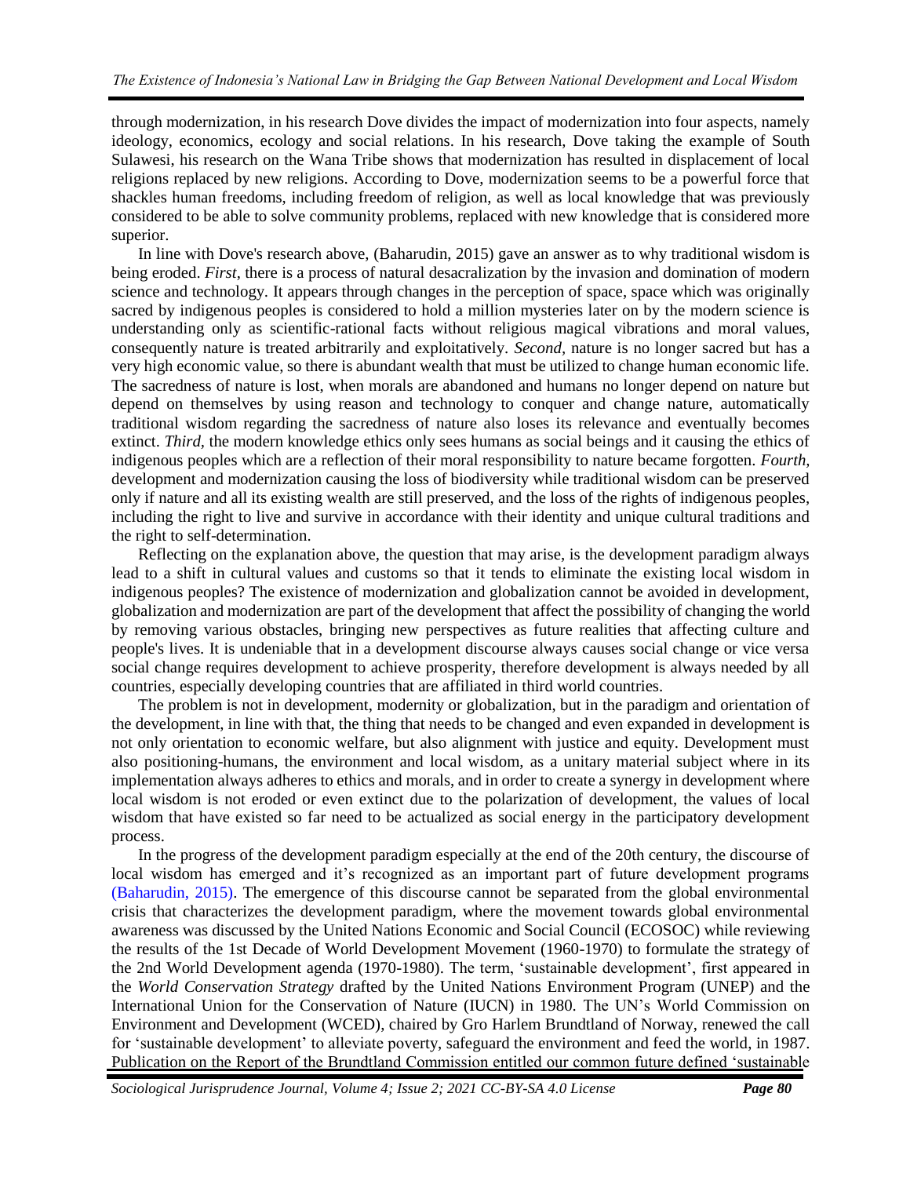through modernization, in his research Dove divides the impact of modernization into four aspects, namely ideology, economics, ecology and social relations. In his research, Dove taking the example of South Sulawesi, his research on the Wana Tribe shows that modernization has resulted in displacement of local religions replaced by new religions. According to Dove, modernization seems to be a powerful force that shackles human freedoms, including freedom of religion, as well as local knowledge that was previously considered to be able to solve community problems, replaced with new knowledge that is considered more superior.

In line with Dove's research above, (Baharudin, 2015) gave an answer as to why traditional wisdom is being eroded. *First*, there is a process of natural desacralization by the invasion and domination of modern science and technology. It appears through changes in the perception of space, space which was originally sacred by indigenous peoples is considered to hold a million mysteries later on by the modern science is understanding only as scientific-rational facts without religious magical vibrations and moral values, consequently nature is treated arbitrarily and exploitatively. *Second,* nature is no longer sacred but has a very high economic value, so there is abundant wealth that must be utilized to change human economic life. The sacredness of nature is lost, when morals are abandoned and humans no longer depend on nature but depend on themselves by using reason and technology to conquer and change nature, automatically traditional wisdom regarding the sacredness of nature also loses its relevance and eventually becomes extinct. *Third,* the modern knowledge ethics only sees humans as social beings and it causing the ethics of indigenous peoples which are a reflection of their moral responsibility to nature became forgotten. *Fourth,* development and modernization causing the loss of biodiversity while traditional wisdom can be preserved only if nature and all its existing wealth are still preserved, and the loss of the rights of indigenous peoples, including the right to live and survive in accordance with their identity and unique cultural traditions and the right to self-determination.

Reflecting on the explanation above, the question that may arise, is the development paradigm always lead to a shift in cultural values and customs so that it tends to eliminate the existing local wisdom in indigenous peoples? The existence of modernization and globalization cannot be avoided in development, globalization and modernization are part of the development that affect the possibility of changing the world by removing various obstacles, bringing new perspectives as future realities that affecting culture and people's lives. It is undeniable that in a development discourse always causes social change or vice versa social change requires development to achieve prosperity, therefore development is always needed by all countries, especially developing countries that are affiliated in third world countries.

The problem is not in development, modernity or globalization, but in the paradigm and orientation of the development, in line with that, the thing that needs to be changed and even expanded in development is not only orientation to economic welfare, but also alignment with justice and equity. Development must also positioning-humans, the environment and local wisdom, as a unitary material subject where in its implementation always adheres to ethics and morals, and in order to create a synergy in development where local wisdom is not eroded or even extinct due to the polarization of development, the values of local wisdom that have existed so far need to be actualized as social energy in the participatory development process.

In the progress of the development paradigm especially at the end of the 20th century, the discourse of local wisdom has emerged and it's recognized as an important part of future development programs (Baharudin, 2015). The emergence of this discourse cannot be separated from the global environmental crisis that characterizes the development paradigm, where the movement towards global environmental awareness was discussed by the United Nations Economic and Social Council (ECOSOC) while reviewing the results of the 1st Decade of World Development Movement (1960-1970) to formulate the strategy of the 2nd World Development agenda (1970-1980). The term, 'sustainable development', first appeared in the *World Conservation Strategy* drafted by the United Nations Environment Program (UNEP) and the International Union for the Conservation of Nature (IUCN) in 1980. The UN's World Commission on Environment and Development (WCED), chaired by Gro Harlem Brundtland of Norway, renewed the call for 'sustainable development' to alleviate poverty, safeguard the environment and feed the world, in 1987. Publication on the Report of the Brundtland Commission entitled our common future defined 'sustainable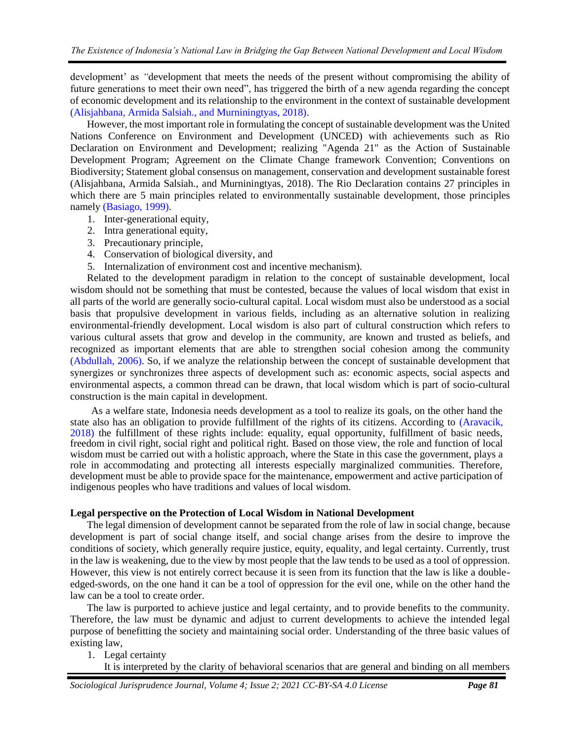development' as "development that meets the needs of the present without compromising the ability of future generations to meet their own need", has triggered the birth of a new agenda regarding the concept of economic development and its relationship to the environment in the context of sustainable development (Alisjahbana, Armida Salsiah., and Murniningtyas, 2018).

However, the most important role in formulating the concept of sustainable development was the United Nations Conference on Environment and Development (UNCED) with achievements such as Rio Declaration on Environment and Development; realizing "Agenda 21" as the Action of Sustainable Development Program; Agreement on the Climate Change framework Convention; Conventions on Biodiversity; Statement global consensus on management, conservation and development sustainable forest (Alisjahbana, Armida Salsiah., and Murniningtyas, 2018). The Rio Declaration contains 27 principles in which there are 5 main principles related to environmentally sustainable development, those principles namely (Basiago, 1999).

1. Inter-generational equity,
2. Intra generational equity,
3. Precautionary principle,
4. Conservation of biological diversity, and
5. Internalization of environment cost and incentive mechanism).

Related to the development paradigm in relation to the concept of sustainable development, local wisdom should not be something that must be contested, because the values of local wisdom that exist in all parts of the world are generally socio-cultural capital. Local wisdom must also be understood as a social basis that propulsive development in various fields, including as an alternative solution in realizing environmental-friendly development. Local wisdom is also part of cultural construction which refers to various cultural assets that grow and develop in the community, are known and trusted as beliefs, and recognized as important elements that are able to strengthen social cohesion among the community (Abdullah, 2006). So, if we analyze the relationship between the concept of sustainable development that synergizes or synchronizes three aspects of development such as: economic aspects, social aspects and environmental aspects, a common thread can be drawn, that local wisdom which is part of socio-cultural construction is the main capital in development.

As a welfare state, Indonesia needs development as a tool to realize its goals, on the other hand the state also has an obligation to provide fulfillment of the rights of its citizens. According to (Aravacik, 2018) the fulfillment of these rights include: equality, equal opportunity, fulfillment of basic needs, freedom in civil right, social right and political right. Based on those view, the role and function of local wisdom must be carried out with a holistic approach, where the State in this case the government, plays a role in accommodating and protecting all interests especially marginalized communities. Therefore, development must be able to provide space for the maintenance, empowerment and active participation of indigenous peoples who have traditions and values of local wisdom.

**Legal perspective on the Protection of Local Wisdom in National Development**

The legal dimension of development cannot be separated from the role of law in social change, because development is part of social change itself, and social change arises from the desire to improve the conditions of society, which generally require justice, equity, equality, and legal certainty. Currently, trust in the law is weakening, due to the view by most people that the law tends to be used as a tool of oppression. However, this view is not entirely correct because it is seen from its function that the law is like a double-edged-swords, on the one hand it can be a tool of oppression for the evil one, while on the other hand the law can be a tool to create order.

The law is purported to achieve justice and legal certainty, and to provide benefits to the community. Therefore, the law must be dynamic and adjust to current developments to achieve the intended legal purpose of benefitting the society and maintaining social order. Understanding of the three basic values of existing law,

1. Legal certainty

   It is interpreted by the clarity of behavioral scenarios that are general and binding on all members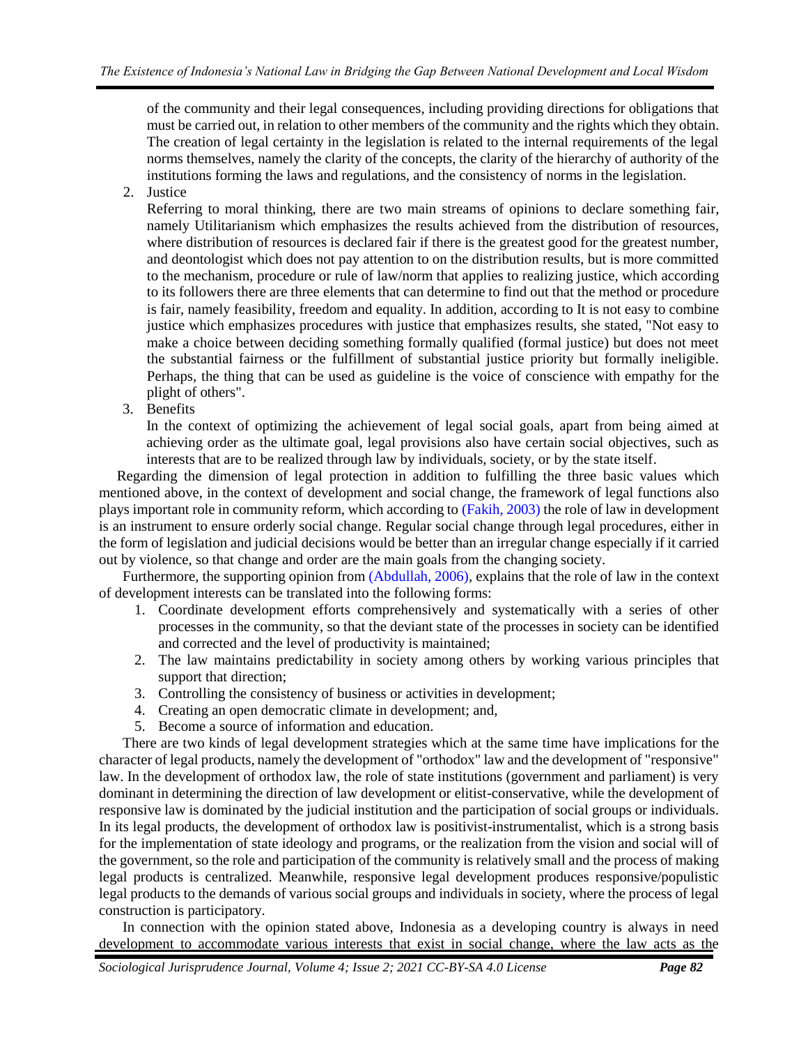of the community and their legal consequences, including providing directions for obligations that must be carried out, in relation to other members of the community and the rights which they obtain. The creation of legal certainty in the legislation is related to the internal requirements of the legal norms themselves, namely the clarity of the concepts, the clarity of the hierarchy of authority of the institutions forming the laws and regulations, and the consistency of norms in the legislation.

2. Justice

   Referring to moral thinking, there are two main streams of opinions to declare something fair, namely Utilitarianism which emphasizes the results achieved from the distribution of resources, where distribution of resources is declared fair if there is the greatest good for the greatest number, and deontologist which does not pay attention to on the distribution results, but is more committed to the mechanism, procedure or rule of law/norm that applies to realizing justice, which according to its followers there are three elements that can determine to find out that the method or procedure is fair, namely feasibility, freedom and equality. In addition, according to It is not easy to combine justice which emphasizes procedures with justice that emphasizes results, she stated, "Not easy to make a choice between deciding something formally qualified (formal justice) but does not meet the substantial fairness or the fulfillment of substantial justice priority but formally ineligible. Perhaps, the thing that can be used as guideline is the voice of conscience with empathy for the plight of others".

3. Benefits

   In the context of optimizing the achievement of legal social goals, apart from being aimed at achieving order as the ultimate goal, legal provisions also have certain social objectives, such as interests that are to be realized through law by individuals, society, or by the state itself.

Regarding the dimension of legal protection in addition to fulfilling the three basic values which mentioned above, in the context of development and social change, the framework of legal functions also plays important role in community reform, which according to (Fakih, 2003) the role of law in development is an instrument to ensure orderly social change. Regular social change through legal procedures, either in the form of legislation and judicial decisions would be better than an irregular change especially if it carried out by violence, so that change and order are the main goals from the changing society.

Furthermore, the supporting opinion from (Abdullah, 2006), explains that the role of law in the context of development interests can be translated into the following forms:

1. Coordinate development efforts comprehensively and systematically with a series of other processes in the community, so that the deviant state of the processes in society can be identified and corrected and the level of productivity is maintained;
2. The law maintains predictability in society among others by working various principles that support that direction;
3. Controlling the consistency of business or activities in development;
4. Creating an open democratic climate in development; and,
5. Become a source of information and education.

There are two kinds of legal development strategies which at the same time have implications for the character of legal products, namely the development of "orthodox" law and the development of "responsive" law. In the development of orthodox law, the role of state institutions (government and parliament) is very dominant in determining the direction of law development or elitist-conservative, while the development of responsive law is dominated by the judicial institution and the participation of social groups or individuals. In its legal products, the development of orthodox law is positivist-instrumentalist, which is a strong basis for the implementation of state ideology and programs, or the realization from the vision and social will of the government, so the role and participation of the community is relatively small and the process of making legal products is centralized. Meanwhile, responsive legal development produces responsive/populistic legal products to the demands of various social groups and individuals in society, where the process of legal construction is participatory.

In connection with the opinion stated above, Indonesia as a developing country is always in need development to accommodate various interests that exist in social change, where the law acts as the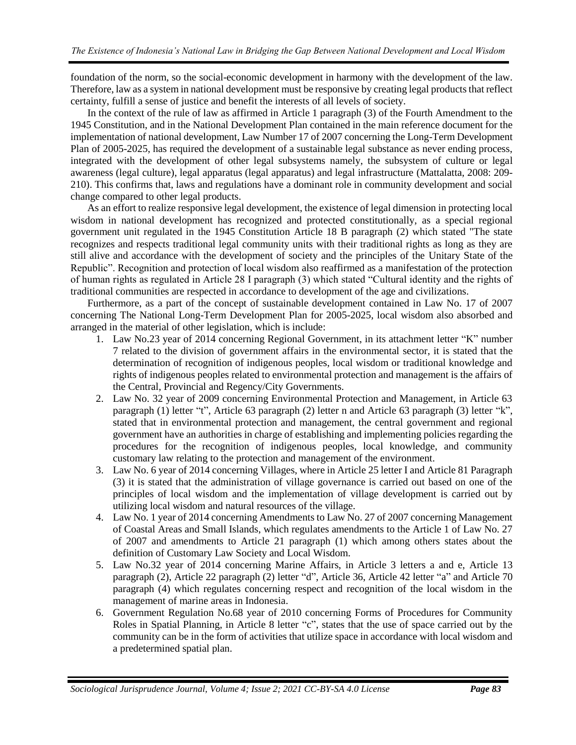foundation of the norm, so the social-economic development in harmony with the development of the law. Therefore, law as a system in national development must be responsive by creating legal products that reflect certainty, fulfill a sense of justice and benefit the interests of all levels of society.

In the context of the rule of law as affirmed in Article 1 paragraph (3) of the Fourth Amendment to the 1945 Constitution, and in the National Development Plan contained in the main reference document for the implementation of national development, Law Number 17 of 2007 concerning the Long-Term Development Plan of 2005-2025, has required the development of a sustainable legal substance as never ending process, integrated with the development of other legal subsystems namely, the subsystem of culture or legal awareness (legal culture), legal apparatus (legal apparatus) and legal infrastructure (Mattalatta, 2008: 209-210). This confirms that, laws and regulations have a dominant role in community development and social change compared to other legal products.

As an effort to realize responsive legal development, the existence of legal dimension in protecting local wisdom in national development has recognized and protected constitutionally, as a special regional government unit regulated in the 1945 Constitution Article 18 B paragraph (2) which stated "The state recognizes and respects traditional legal community units with their traditional rights as long as they are still alive and accordance with the development of society and the principles of the Unitary State of the Republic". Recognition and protection of local wisdom also reaffirmed as a manifestation of the protection of human rights as regulated in Article 28 I paragraph (3) which stated "Cultural identity and the rights of traditional communities are respected in accordance to development of the age and civilizations.

Furthermore, as a part of the concept of sustainable development contained in Law No. 17 of 2007 concerning The National Long-Term Development Plan for 2005-2025, local wisdom also absorbed and arranged in the material of other legislation, which is include:

1. Law No.23 year of 2014 concerning Regional Government, in its attachment letter "K" number 7 related to the division of government affairs in the environmental sector, it is stated that the determination of recognition of indigenous peoples, local wisdom or traditional knowledge and rights of indigenous peoples related to environmental protection and management is the affairs of the Central, Provincial and Regency/City Governments.
2. Law No. 32 year of 2009 concerning Environmental Protection and Management, in Article 63 paragraph (1) letter "t", Article 63 paragraph (2) letter n and Article 63 paragraph (3) letter "k", stated that in environmental protection and management, the central government and regional government have an authorities in charge of establishing and implementing policies regarding the procedures for the recognition of indigenous peoples, local knowledge, and community customary law relating to the protection and management of the environment.
3. Law No. 6 year of 2014 concerning Villages, where in Article 25 letter I and Article 81 Paragraph (3) it is stated that the administration of village governance is carried out based on one of the principles of local wisdom and the implementation of village development is carried out by utilizing local wisdom and natural resources of the village.
4. Law No. 1 year of 2014 concerning Amendments to Law No. 27 of 2007 concerning Management of Coastal Areas and Small Islands, which regulates amendments to the Article 1 of Law No. 27 of 2007 and amendments to Article 21 paragraph (1) which among others states about the definition of Customary Law Society and Local Wisdom.
5. Law No.32 year of 2014 concerning Marine Affairs, in Article 3 letters a and e, Article 13 paragraph (2), Article 22 paragraph (2) letter "d", Article 36, Article 42 letter "a" and Article 70 paragraph (4) which regulates concerning respect and recognition of the local wisdom in the management of marine areas in Indonesia.
6. Government Regulation No.68 year of 2010 concerning Forms of Procedures for Community Roles in Spatial Planning, in Article 8 letter "c", states that the use of space carried out by the community can be in the form of activities that utilize space in accordance with local wisdom and a predetermined spatial plan.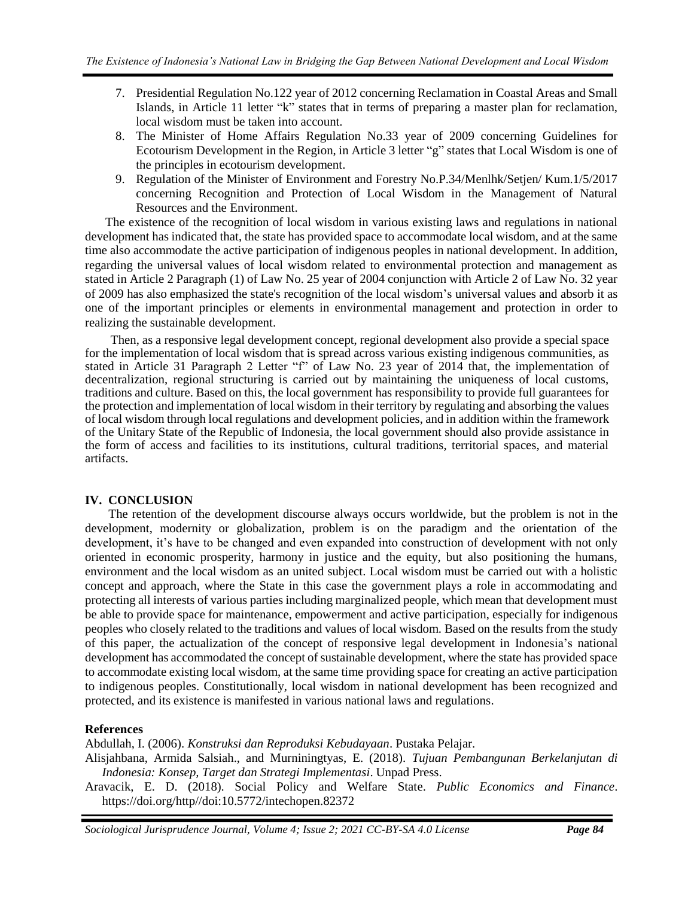7. Presidential Regulation No.122 year of 2012 concerning Reclamation in Coastal Areas and Small Islands, in Article 11 letter "k" states that in terms of preparing a master plan for reclamation, local wisdom must be taken into account.
8. The Minister of Home Affairs Regulation No.33 year of 2009 concerning Guidelines for Ecotourism Development in the Region, in Article 3 letter "g" states that Local Wisdom is one of the principles in ecotourism development.
9. Regulation of the Minister of Environment and Forestry No.P.34/Menlhk/Setjen/ Kum.1/5/2017 concerning Recognition and Protection of Local Wisdom in the Management of Natural Resources and the Environment.

The existence of the recognition of local wisdom in various existing laws and regulations in national development has indicated that, the state has provided space to accommodate local wisdom, and at the same time also accommodate the active participation of indigenous peoples in national development. In addition, regarding the universal values of local wisdom related to environmental protection and management as stated in Article 2 Paragraph (1) of Law No. 25 year of 2004 conjunction with Article 2 of Law No. 32 year of 2009 has also emphasized the state's recognition of the local wisdom's universal values and absorb it as one of the important principles or elements in environmental management and protection in order to realizing the sustainable development.

Then, as a responsive legal development concept, regional development also provide a special space for the implementation of local wisdom that is spread across various existing indigenous communities, as stated in Article 31 Paragraph 2 Letter "f" of Law No. 23 year of 2014 that, the implementation of decentralization, regional structuring is carried out by maintaining the uniqueness of local customs, traditions and culture. Based on this, the local government has responsibility to provide full guarantees for the protection and implementation of local wisdom in their territory by regulating and absorbing the values of local wisdom through local regulations and development policies, and in addition within the framework of the Unitary State of the Republic of Indonesia, the local government should also provide assistance in the form of access and facilities to its institutions, cultural traditions, territorial spaces, and material artifacts.

## IV. CONCLUSION

The retention of the development discourse always occurs worldwide, but the problem is not in the development, modernity or globalization, problem is on the paradigm and the orientation of the development, it's have to be changed and even expanded into construction of development with not only oriented in economic prosperity, harmony in justice and the equity, but also positioning the humans, environment and the local wisdom as an united subject. Local wisdom must be carried out with a holistic concept and approach, where the State in this case the government plays a role in accommodating and protecting all interests of various parties including marginalized people, which mean that development must be able to provide space for maintenance, empowerment and active participation, especially for indigenous peoples who closely related to the traditions and values of local wisdom. Based on the results from the study of this paper, the actualization of the concept of responsive legal development in Indonesia's national development has accommodated the concept of sustainable development, where the state has provided space to accommodate existing local wisdom, at the same time providing space for creating an active participation to indigenous peoples. Constitutionally, local wisdom in national development has been recognized and protected, and its existence is manifested in various national laws and regulations.

## References

Abdullah, I. (2006). *Konstruksi dan Reproduksi Kebudayaan*. Pustaka Pelajar.

Alisjahbana, Armida Salsiah., and Murniningtyas, E. (2018). *Tujuan Pembangunan Berkelanjutan di Indonesia: Konsep, Target dan Strategi Implementasi*. Unpad Press.

Aravacik, E. D. (2018). Social Policy and Welfare State. *Public Economics and Finance*. https://doi.org/http//doi:10.5772/intechopen.82372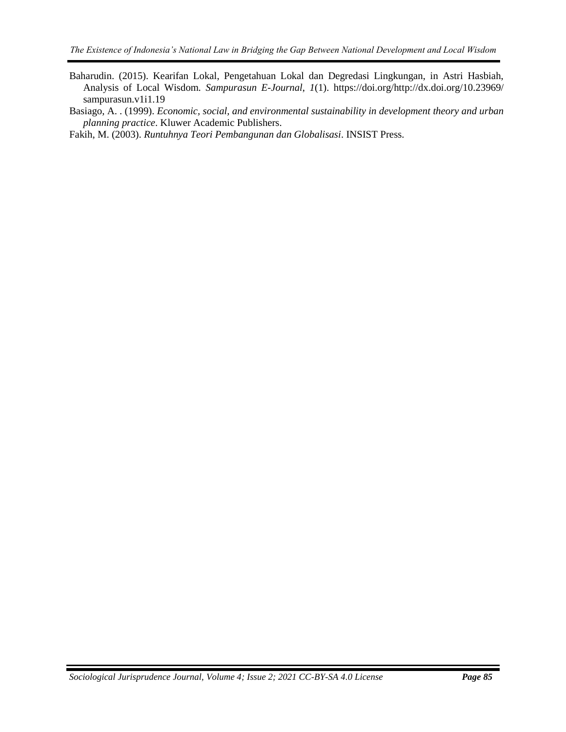Baharudin. (2015). Kearifan Lokal, Pengetahuan Lokal dan Degredasi Lingkungan, in Astri Hasbiah, Analysis of Local Wisdom. *Sampurasun E-Journal*, *1*(1). https://doi.org/http://dx.doi.org/10.23969/sampurasun.v1i1.19

Basiago, A. . (1999). *Economic, social, and environmental sustainability in development theory and urban planning practice*. Kluwer Academic Publishers.

Fakih, M. (2003). *Runtuhnya Teori Pembangunan dan Globalisasi*. INSIST Press.